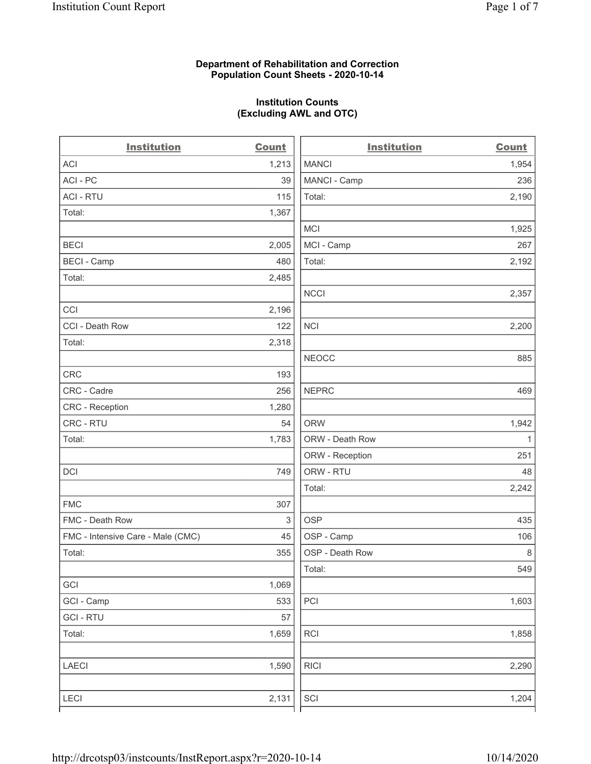**Department of Rehabilitation and Correction**
**Population Count Sheets - 2020-10-14**

**Institution Counts**
**(Excluding AWL and OTC)**

| Institution | Count |
|---|---|
| ACI | 1,213 |
| ACI - PC | 39 |
| ACI - RTU | 115 |
| Total: | 1,367 |
| | |
| BECI | 2,005 |
| BECI - Camp | 480 |
| Total: | 2,485 |
| | |
| CCI | 2,196 |
| CCI - Death Row | 122 |
| Total: | 2,318 |
| | |
| CRC | 193 |
| CRC - Cadre | 256 |
| CRC - Reception | 1,280 |
| CRC - RTU | 54 |
| Total: | 1,783 |
| | |
| DCI | 749 |
| | |
| FMC | 307 |
| FMC - Death Row | 3 |
| FMC - Intensive Care - Male (CMC) | 45 |
| Total: | 355 |
| | |
| GCI | 1,069 |
| GCI - Camp | 533 |
| GCI - RTU | 57 |
| Total: | 1,659 |
| | |
| LAECI | 1,590 |
| | |
| LECI | 2,131 |
| MANCI | 1,954 |
| MANCI - Camp | 236 |
| Total: | 2,190 |
| | |
| MCI | 1,925 |
| MCI - Camp | 267 |
| Total: | 2,192 |
| | |
| NCCI | 2,357 |
| | |
| NCI | 2,200 |
| | |
| NEOCC | 885 |
| | |
| NEPRC | 469 |
| | |
| ORW | 1,942 |
| ORW - Death Row | 1 |
| ORW - Reception | 251 |
| ORW - RTU | 48 |
| Total: | 2,242 |
| | |
| OSP | 435 |
| OSP - Camp | 106 |
| OSP - Death Row | 8 |
| Total: | 549 |
| | |
| PCI | 1,603 |
| | |
| RCI | 1,858 |
| | |
| RICI | 2,290 |
| | |
| SCI | 1,204 |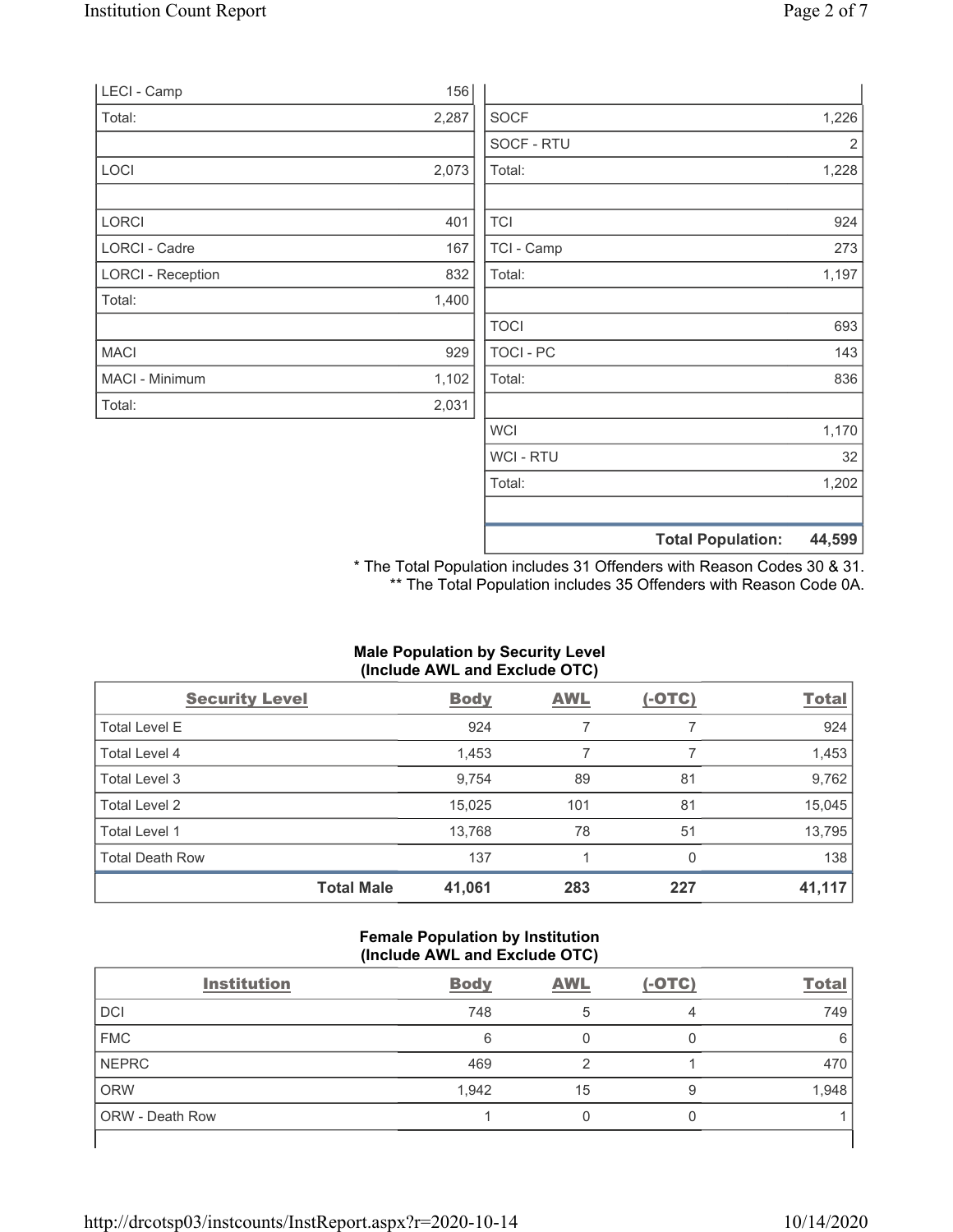| | |
|---|---|
| LECI - Camp | 156 |
| Total: | 2,287 |
| | |
| LOCI | 2,073 |
| | |
| LORCI | 401 |
| LORCI - Cadre | 167 |
| LORCI - Reception | 832 |
| Total: | 1,400 |
| | |
| MACI | 929 |
| MACI - Minimum | 1,102 |
| Total: | 2,031 |

| | |
|---|---|
| SOCF | 1,226 |
| SOCF - RTU | 2 |
| Total: | 1,228 |
| | |
| TCI | 924 |
| TCI - Camp | 273 |
| Total: | 1,197 |
| | |
| TOCI | 693 |
| TOCI - PC | 143 |
| Total: | 836 |
| | |
| WCI | 1,170 |
| WCI - RTU | 32 |
| Total: | 1,202 |
| | |
| **Total Population:** | **44,599** |

\* The Total Population includes 31 Offenders with Reason Codes 30 & 31.
\*\* The Total Population includes 35 Offenders with Reason Code 0A.

### Male Population by Security Level (Include AWL and Exclude OTC)

| Security Level | Body | AWL | (-OTC) | Total |
|---|---|---|---|---|
| Total Level E | 924 | 7 | 7 | 924 |
| Total Level 4 | 1,453 | 7 | 7 | 1,453 |
| Total Level 3 | 9,754 | 89 | 81 | 9,762 |
| Total Level 2 | 15,025 | 101 | 81 | 15,045 |
| Total Level 1 | 13,768 | 78 | 51 | 13,795 |
| Total Death Row | 137 | 1 | 0 | 138 |
| **Total Male** | **41,061** | **283** | **227** | **41,117** |

### Female Population by Institution (Include AWL and Exclude OTC)

| Institution | Body | AWL | (-OTC) | Total |
|---|---|---|---|---|
| DCI | 748 | 5 | 4 | 749 |
| FMC | 6 | 0 | 0 | 6 |
| NEPRC | 469 | 2 | 1 | 470 |
| ORW | 1,942 | 15 | 9 | 1,948 |
| ORW - Death Row | 1 | 0 | 0 | 1 |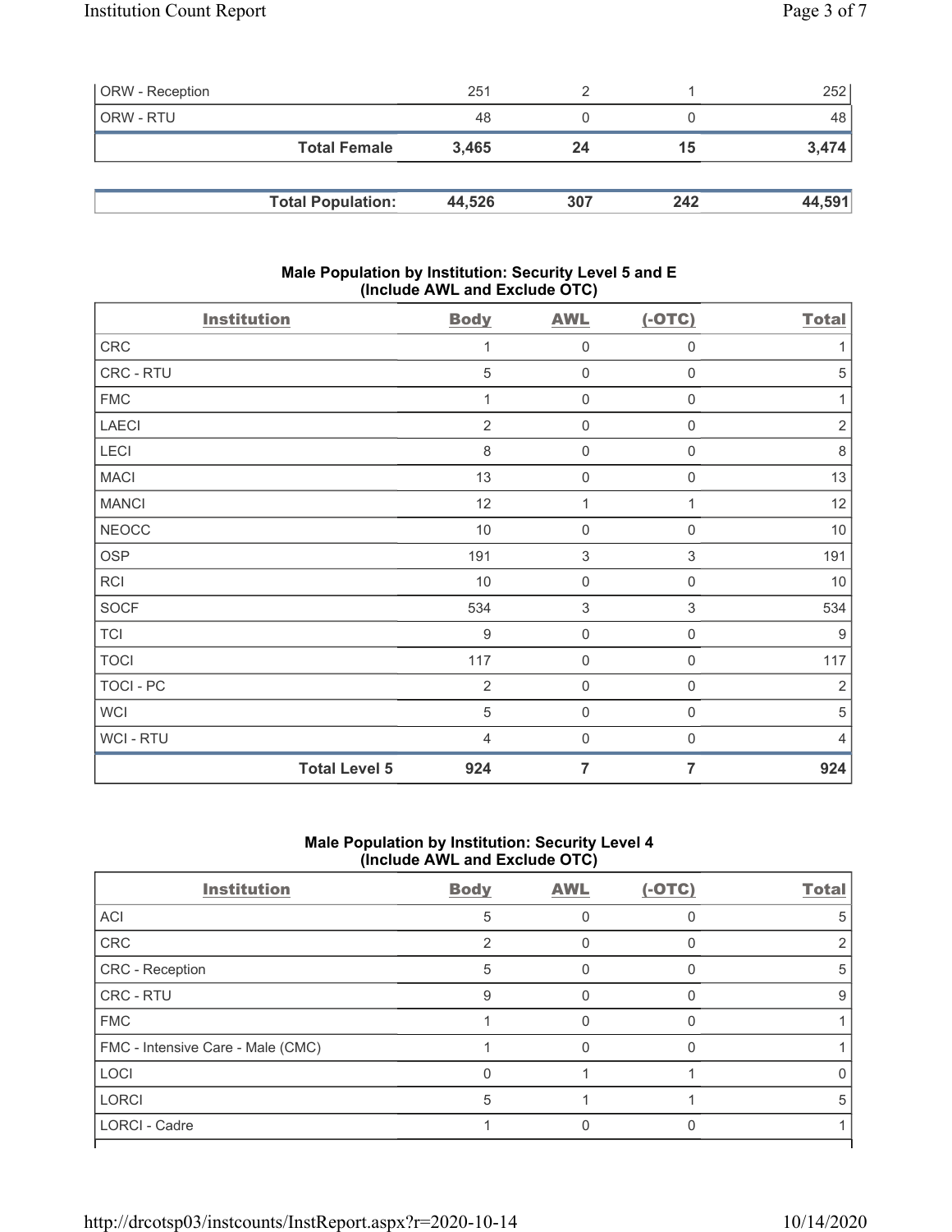| ORW - Reception | 251 | 2 | 1 | 252 |
|---|---|---|---|---|
| ORW - RTU | 48 | 0 | 0 | 48 |
| **Total Female** | **3,465** | **24** | **15** | **3,474** |

| **Total Population:** | **44,526** | **307** | **242** | **44,591** |
|---|---|---|---|---|

### Male Population by Institution: Security Level 5 and E (Include AWL and Exclude OTC)

| Institution | Body | AWL | (-OTC) | Total |
|---|---|---|---|---|
| CRC | 1 | 0 | 0 | 1 |
| CRC - RTU | 5 | 0 | 0 | 5 |
| FMC | 1 | 0 | 0 | 1 |
| LAECI | 2 | 0 | 0 | 2 |
| LECI | 8 | 0 | 0 | 8 |
| MACI | 13 | 0 | 0 | 13 |
| MANCI | 12 | 1 | 1 | 12 |
| NEOCC | 10 | 0 | 0 | 10 |
| OSP | 191 | 3 | 3 | 191 |
| RCI | 10 | 0 | 0 | 10 |
| SOCF | 534 | 3 | 3 | 534 |
| TCI | 9 | 0 | 0 | 9 |
| TOCI | 117 | 0 | 0 | 117 |
| TOCI - PC | 2 | 0 | 0 | 2 |
| WCI | 5 | 0 | 0 | 5 |
| WCI - RTU | 4 | 0 | 0 | 4 |
| **Total Level 5** | **924** | **7** | **7** | **924** |

### Male Population by Institution: Security Level 4 (Include AWL and Exclude OTC)

| Institution | Body | AWL | (-OTC) | Total |
|---|---|---|---|---|
| ACI | 5 | 0 | 0 | 5 |
| CRC | 2 | 0 | 0 | 2 |
| CRC - Reception | 5 | 0 | 0 | 5 |
| CRC - RTU | 9 | 0 | 0 | 9 |
| FMC | 1 | 0 | 0 | 1 |
| FMC - Intensive Care - Male (CMC) | 1 | 0 | 0 | 1 |
| LOCI | 0 | 1 | 1 | 0 |
| LORCI | 5 | 1 | 1 | 5 |
| LORCI - Cadre | 1 | 0 | 0 | 1 |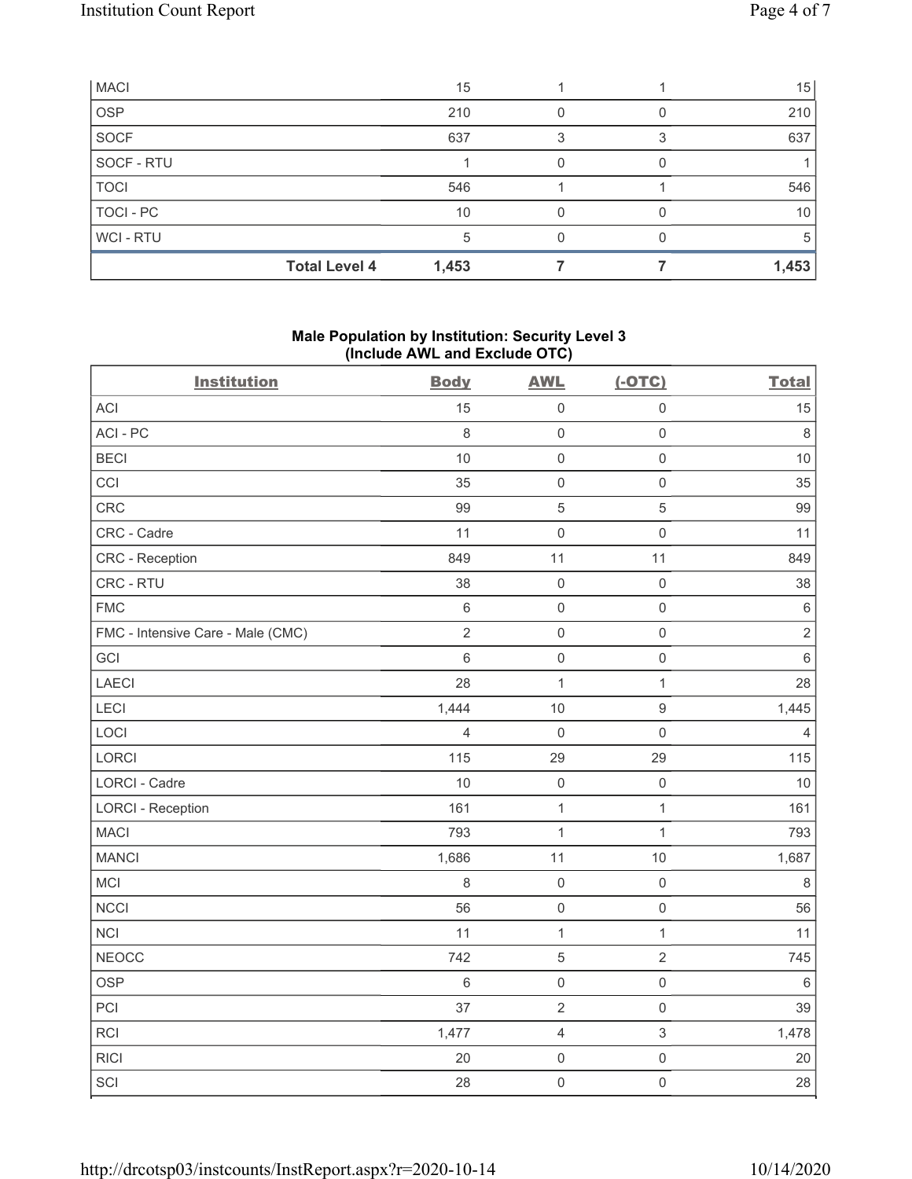| | | | | |
|---|---|---|---|---|
| MACI | 15 | 1 | 1 | 15 |
| OSP | 210 | 0 | 0 | 210 |
| SOCF | 637 | 3 | 3 | 637 |
| SOCF - RTU | 1 | 0 | 0 | 1 |
| TOCI | 546 | 1 | 1 | 546 |
| TOCI - PC | 10 | 0 | 0 | 10 |
| WCI - RTU | 5 | 0 | 0 | 5 |
| **Total Level 4** | **1,453** | **7** | **7** | **1,453** |

### Male Population by Institution: Security Level 3 (Include AWL and Exclude OTC)

| Institution | Body | AWL | (-OTC) | Total |
|---|---|---|---|---|
| ACI | 15 | 0 | 0 | 15 |
| ACI - PC | 8 | 0 | 0 | 8 |
| BECI | 10 | 0 | 0 | 10 |
| CCI | 35 | 0 | 0 | 35 |
| CRC | 99 | 5 | 5 | 99 |
| CRC - Cadre | 11 | 0 | 0 | 11 |
| CRC - Reception | 849 | 11 | 11 | 849 |
| CRC - RTU | 38 | 0 | 0 | 38 |
| FMC | 6 | 0 | 0 | 6 |
| FMC - Intensive Care - Male (CMC) | 2 | 0 | 0 | 2 |
| GCI | 6 | 0 | 0 | 6 |
| LAECI | 28 | 1 | 1 | 28 |
| LECI | 1,444 | 10 | 9 | 1,445 |
| LOCI | 4 | 0 | 0 | 4 |
| LORCI | 115 | 29 | 29 | 115 |
| LORCI - Cadre | 10 | 0 | 0 | 10 |
| LORCI - Reception | 161 | 1 | 1 | 161 |
| MACI | 793 | 1 | 1 | 793 |
| MANCI | 1,686 | 11 | 10 | 1,687 |
| MCI | 8 | 0 | 0 | 8 |
| NCCI | 56 | 0 | 0 | 56 |
| NCI | 11 | 1 | 1 | 11 |
| NEOCC | 742 | 5 | 2 | 745 |
| OSP | 6 | 0 | 0 | 6 |
| PCI | 37 | 2 | 0 | 39 |
| RCI | 1,477 | 4 | 3 | 1,478 |
| RICI | 20 | 0 | 0 | 20 |
| SCI | 28 | 0 | 0 | 28 |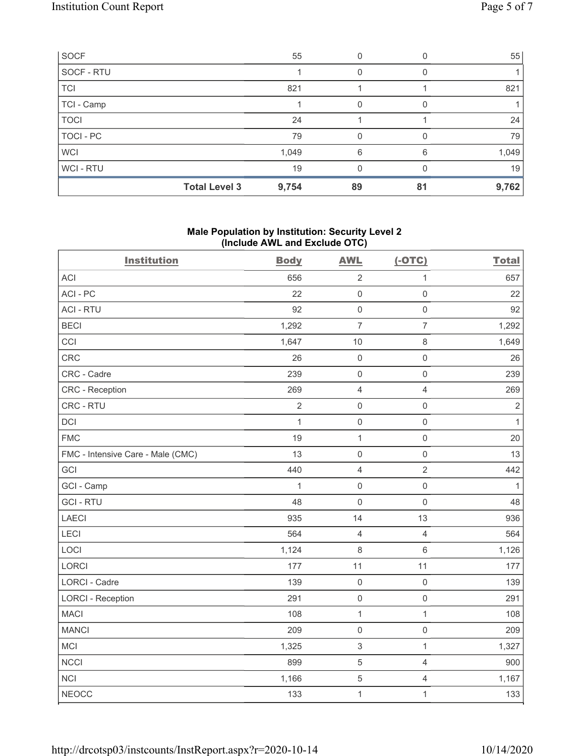| | | | | |
|---|---|---|---|---|
| SOCF | 55 | 0 | 0 | 55 |
| SOCF - RTU | 1 | 0 | 0 | 1 |
| TCI | 821 | 1 | 1 | 821 |
| TCI - Camp | 1 | 0 | 0 | 1 |
| TOCI | 24 | 1 | 1 | 24 |
| TOCI - PC | 79 | 0 | 0 | 79 |
| WCI | 1,049 | 6 | 6 | 1,049 |
| WCI - RTU | 19 | 0 | 0 | 19 |
| **Total Level 3** | **9,754** | **89** | **81** | **9,762** |

## Male Population by Institution: Security Level 2 (Include AWL and Exclude OTC)

| Institution | Body | AWL | (-OTC) | Total |
|---|---|---|---|---|
| ACI | 656 | 2 | 1 | 657 |
| ACI - PC | 22 | 0 | 0 | 22 |
| ACI - RTU | 92 | 0 | 0 | 92 |
| BECI | 1,292 | 7 | 7 | 1,292 |
| CCI | 1,647 | 10 | 8 | 1,649 |
| CRC | 26 | 0 | 0 | 26 |
| CRC - Cadre | 239 | 0 | 0 | 239 |
| CRC - Reception | 269 | 4 | 4 | 269 |
| CRC - RTU | 2 | 0 | 0 | 2 |
| DCI | 1 | 0 | 0 | 1 |
| FMC | 19 | 1 | 0 | 20 |
| FMC - Intensive Care - Male (CMC) | 13 | 0 | 0 | 13 |
| GCI | 440 | 4 | 2 | 442 |
| GCI - Camp | 1 | 0 | 0 | 1 |
| GCI - RTU | 48 | 0 | 0 | 48 |
| LAECI | 935 | 14 | 13 | 936 |
| LECI | 564 | 4 | 4 | 564 |
| LOCI | 1,124 | 8 | 6 | 1,126 |
| LORCI | 177 | 11 | 11 | 177 |
| LORCI - Cadre | 139 | 0 | 0 | 139 |
| LORCI - Reception | 291 | 0 | 0 | 291 |
| MACI | 108 | 1 | 1 | 108 |
| MANCI | 209 | 0 | 0 | 209 |
| MCI | 1,325 | 3 | 1 | 1,327 |
| NCCI | 899 | 5 | 4 | 900 |
| NCI | 1,166 | 5 | 4 | 1,167 |
| NEOCC | 133 | 1 | 1 | 133 |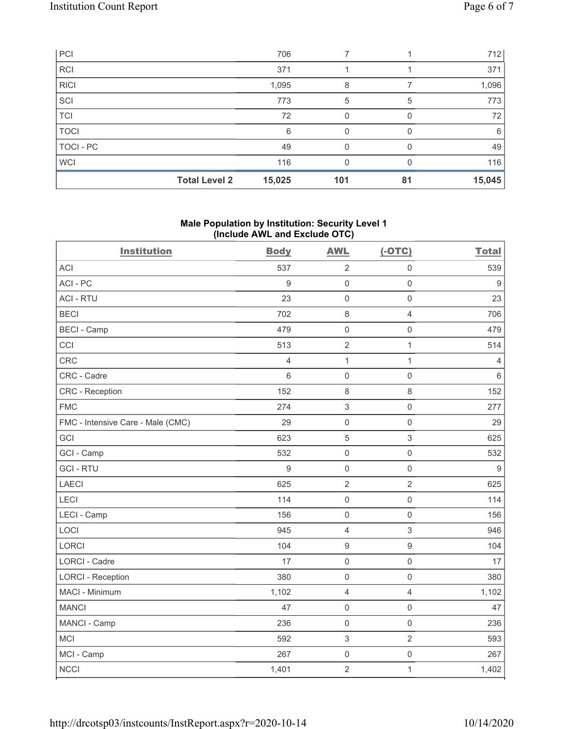| PCI | | 706 | 7 | 1 | 712 |
|---|---|---|---|---|---|
| RCI | | 371 | 1 | 1 | 371 |
| RICI | | 1,095 | 8 | 7 | 1,096 |
| SCI | | 773 | 5 | 5 | 773 |
| TCI | | 72 | 0 | 0 | 72 |
| TOCI | | 6 | 0 | 0 | 6 |
| TOCI - PC | | 49 | 0 | 0 | 49 |
| WCI | | 116 | 0 | 0 | 116 |
| | **Total Level 2** | **15,025** | **101** | **81** | **15,045** |

### Male Population by Institution: Security Level 1 (Include AWL and Exclude OTC)

| Institution | Body | AWL | (-OTC) | Total |
|---|---|---|---|---|
| ACI | 537 | 2 | 0 | 539 |
| ACI - PC | 9 | 0 | 0 | 9 |
| ACI - RTU | 23 | 0 | 0 | 23 |
| BECI | 702 | 8 | 4 | 706 |
| BECI - Camp | 479 | 0 | 0 | 479 |
| CCI | 513 | 2 | 1 | 514 |
| CRC | 4 | 1 | 1 | 4 |
| CRC - Cadre | 6 | 0 | 0 | 6 |
| CRC - Reception | 152 | 8 | 8 | 152 |
| FMC | 274 | 3 | 0 | 277 |
| FMC - Intensive Care - Male (CMC) | 29 | 0 | 0 | 29 |
| GCI | 623 | 5 | 3 | 625 |
| GCI - Camp | 532 | 0 | 0 | 532 |
| GCI - RTU | 9 | 0 | 0 | 9 |
| LAECI | 625 | 2 | 2 | 625 |
| LECI | 114 | 0 | 0 | 114 |
| LECI - Camp | 156 | 0 | 0 | 156 |
| LOCI | 945 | 4 | 3 | 946 |
| LORCI | 104 | 9 | 9 | 104 |
| LORCI - Cadre | 17 | 0 | 0 | 17 |
| LORCI - Reception | 380 | 0 | 0 | 380 |
| MACI - Minimum | 1,102 | 4 | 4 | 1,102 |
| MANCI | 47 | 0 | 0 | 47 |
| MANCI - Camp | 236 | 0 | 0 | 236 |
| MCI | 592 | 3 | 2 | 593 |
| MCI - Camp | 267 | 0 | 0 | 267 |
| NCCI | 1,401 | 2 | 1 | 1,402 |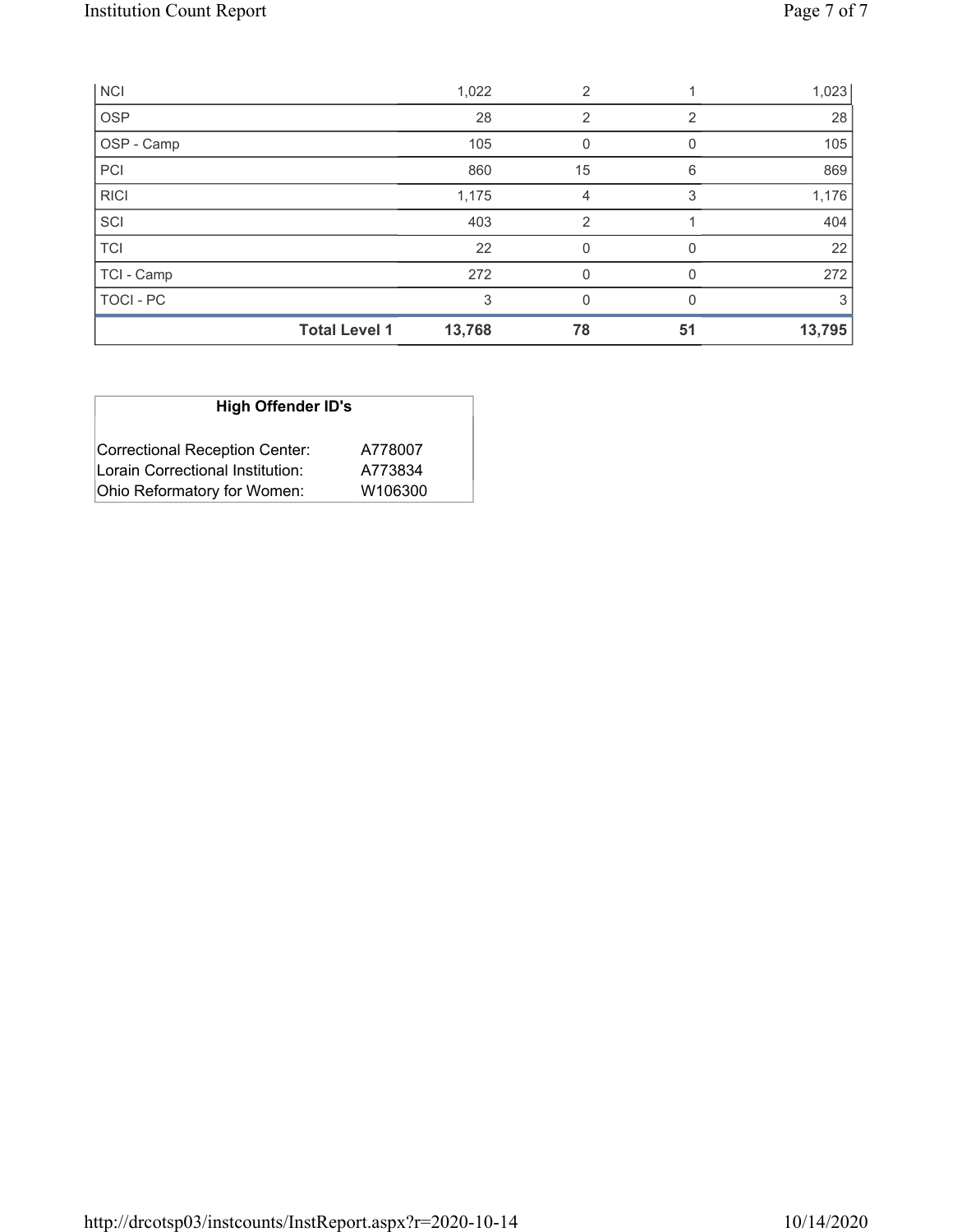| | | | | |
|---|---|---|---|---|
| NCI | 1,022 | 2 | 1 | 1,023 |
| OSP | 28 | 2 | 2 | 28 |
| OSP - Camp | 105 | 0 | 0 | 105 |
| PCI | 860 | 15 | 6 | 869 |
| RICI | 1,175 | 4 | 3 | 1,176 |
| SCI | 403 | 2 | 1 | 404 |
| TCI | 22 | 0 | 0 | 22 |
| TCI - Camp | 272 | 0 | 0 | 272 |
| TOCI - PC | 3 | 0 | 0 | 3 |
| **Total Level 1** | **13,768** | **78** | **51** | **13,795** |

| High Offender ID's | |
|---|---|
| Correctional Reception Center: | A778007 |
| Lorain Correctional Institution: | A773834 |
| Ohio Reformatory for Women: | W106300 |